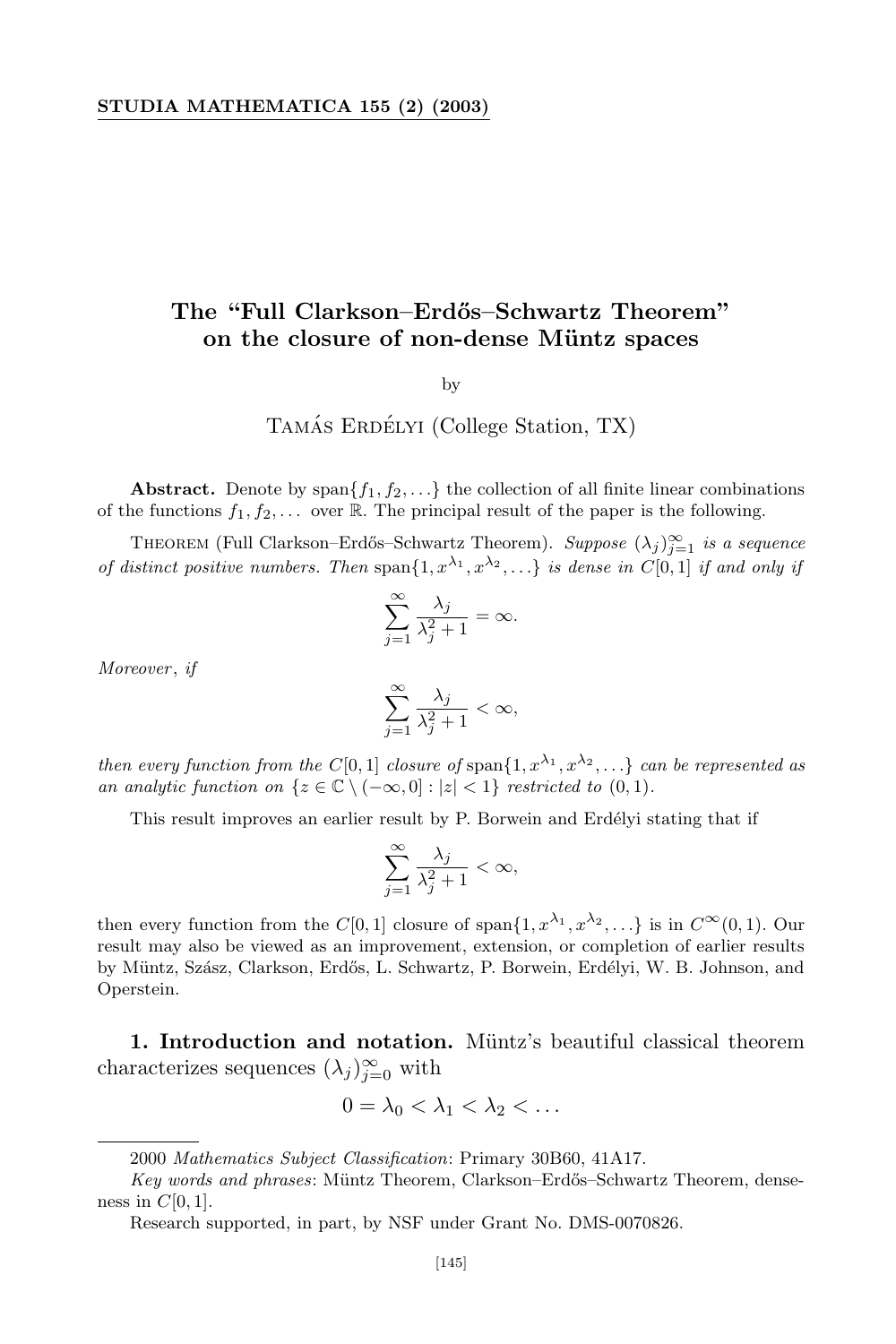# The "Full Clarkson–Erdős–Schwartz Theorem" on the closure of non-dense Müntz spaces

by

Tamás Erdélyi (College Station, TX)

**Abstract.** Denote by $\mathrm{span}\{f_1, f_2, \ldots\}$ the collection of all finite linear combinations of the functions $f_1, f_2, \ldots$ over $\mathbb{R}$. The principal result of the paper is the following.

Theorem (Full Clarkson–Erdős–Schwartz Theorem). *Suppose $(\lambda_j)_{j=1}^{\infty}$ is a sequence of distinct positive numbers. Then $\mathrm{span}\{1, x^{\lambda_1}, x^{\lambda_2}, \ldots\}$ is dense in $C[0,1]$ if and only if*

$$\sum_{j=1}^{\infty} \frac{\lambda_j}{\lambda_j^2 + 1} = \infty.$$

*Moreover, if*

$$\sum_{j=1}^{\infty} \frac{\lambda_j}{\lambda_j^2 + 1} < \infty,$$

*then every function from the $C[0,1]$ closure of $\mathrm{span}\{1, x^{\lambda_1}, x^{\lambda_2}, \ldots\}$ can be represented as an analytic function on $\{z \in \mathbb{C} \setminus (-\infty, 0] : |z| < 1\}$ restricted to $(0,1)$.*

This result improves an earlier result by P. Borwein and Erdélyi stating that if

$$\sum_{j=1}^{\infty} \frac{\lambda_j}{\lambda_j^2 + 1} < \infty,$$

then every function from the $C[0,1]$ closure of $\mathrm{span}\{1, x^{\lambda_1}, x^{\lambda_2}, \ldots\}$ is in $C^{\infty}(0,1)$. Our result may also be viewed as an improvement, extension, or completion of earlier results by Müntz, Szász, Clarkson, Erdős, L. Schwartz, P. Borwein, Erdélyi, W. B. Johnson, and Operstein.

**1. Introduction and notation.** Müntz's beautiful classical theorem characterizes sequences $(\lambda_j)_{j=0}^{\infty}$ with

$$0 = \lambda_0 < \lambda_1 < \lambda_2 < \ldots$$

---

2000 *Mathematics Subject Classification*: Primary 30B60, 41A17.

*Key words and phrases*: Müntz Theorem, Clarkson–Erdős–Schwartz Theorem, denseness in $C[0,1]$.

Research supported, in part, by NSF under Grant No. DMS-0070826.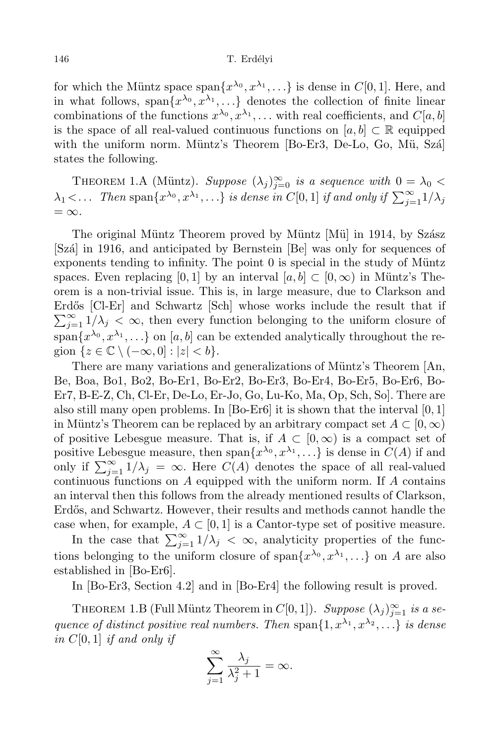for which the Müntz space $\operatorname{span}\{x^{\lambda_0}, x^{\lambda_1}, \dots\}$ is dense in $C[0,1]$. Here, and in what follows, $\operatorname{span}\{x^{\lambda_0}, x^{\lambda_1}, \dots\}$ denotes the collection of finite linear combinations of the functions $x^{\lambda_0}, x^{\lambda_1}, \dots$ with real coefficients, and $C[a,b]$ is the space of all real-valued continuous functions on $[a,b] \subset \mathbb{R}$ equipped with the uniform norm. Müntz's Theorem [Bo-Er3, De-Lo, Go, Mü, Szá] states the following.

Theorem 1.A (Müntz). *Suppose $(\lambda_j)_{j=0}^{\infty}$ is a sequence with $0 = \lambda_0 < \lambda_1 < \dots$ Then $\operatorname{span}\{x^{\lambda_0}, x^{\lambda_1}, \dots\}$ is dense in $C[0,1]$ if and only if $\sum_{j=1}^{\infty} 1/\lambda_j = \infty$.*

The original Müntz Theorem proved by Müntz [Mü] in 1914, by Szász [Szá] in 1916, and anticipated by Bernstein [Be] was only for sequences of exponents tending to infinity. The point 0 is special in the study of Müntz spaces. Even replacing $[0,1]$ by an interval $[a,b] \subset [0,\infty)$ in Müntz's Theorem is a non-trivial issue. This is, in large measure, due to Clarkson and Erdős [Cl-Er] and Schwartz [Sch] whose works include the result that if $\sum_{j=1}^{\infty} 1/\lambda_j < \infty$, then every function belonging to the uniform closure of $\operatorname{span}\{x^{\lambda_0}, x^{\lambda_1}, \dots\}$ on $[a,b]$ can be extended analytically throughout the region $\{z \in \mathbb{C} \setminus (-\infty, 0] : |z| < b\}$.

There are many variations and generalizations of Müntz's Theorem [An, Be, Boa, Bo1, Bo2, Bo-Er1, Bo-Er2, Bo-Er3, Bo-Er4, Bo-Er5, Bo-Er6, Bo-Er7, B-E-Z, Ch, Cl-Er, De-Lo, Er-Jo, Go, Lu-Ko, Ma, Op, Sch, So]. There are also still many open problems. In [Bo-Er6] it is shown that the interval $[0,1]$ in Müntz's Theorem can be replaced by an arbitrary compact set $A \subset [0,\infty)$ of positive Lebesgue measure. That is, if $A \subset [0,\infty)$ is a compact set of positive Lebesgue measure, then $\operatorname{span}\{x^{\lambda_0}, x^{\lambda_1}, \dots\}$ is dense in $C(A)$ if and only if $\sum_{j=1}^{\infty} 1/\lambda_j = \infty$. Here $C(A)$ denotes the space of all real-valued continuous functions on $A$ equipped with the uniform norm. If $A$ contains an interval then this follows from the already mentioned results of Clarkson, Erdős, and Schwartz. However, their results and methods cannot handle the case when, for example, $A \subset [0,1]$ is a Cantor-type set of positive measure.

In the case that $\sum_{j=1}^{\infty} 1/\lambda_j < \infty$, analyticity properties of the functions belonging to the uniform closure of $\operatorname{span}\{x^{\lambda_0}, x^{\lambda_1}, \dots\}$ on $A$ are also established in [Bo-Er6].

In [Bo-Er3, Section 4.2] and in [Bo-Er4] the following result is proved.

Theorem 1.B (Full Müntz Theorem in $C[0,1]$). *Suppose $(\lambda_j)_{j=1}^{\infty}$ is a sequence of distinct positive real numbers. Then $\operatorname{span}\{1, x^{\lambda_1}, x^{\lambda_2}, \dots\}$ is dense in $C[0,1]$ if and only if*

$$\sum_{j=1}^{\infty} \frac{\lambda_j}{\lambda_j^2 + 1} = \infty.$$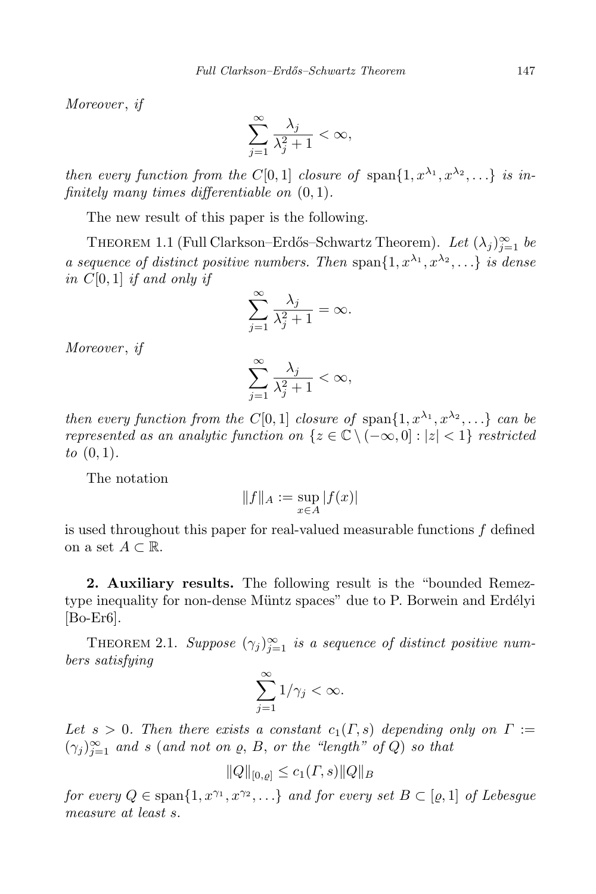*Moreover*, *if*

$$\sum_{j=1}^{\infty} \frac{\lambda_j}{\lambda_j^2 + 1} < \infty,$$

*then every function from the* $C[0,1]$ *closure of* $\operatorname{span}\{1, x^{\lambda_1}, x^{\lambda_2}, \ldots\}$ *is infinitely many times differentiable on* $(0,1)$.

The new result of this paper is the following.

THEOREM 1.1 (Full Clarkson–Erdős–Schwartz Theorem). *Let* $(\lambda_j)_{j=1}^{\infty}$ *be a sequence of distinct positive numbers. Then* $\operatorname{span}\{1, x^{\lambda_1}, x^{\lambda_2}, \ldots\}$ *is dense in* $C[0,1]$ *if and only if*

$$\sum_{j=1}^{\infty} \frac{\lambda_j}{\lambda_j^2 + 1} = \infty.$$

*Moreover*, *if*

$$\sum_{j=1}^{\infty} \frac{\lambda_j}{\lambda_j^2 + 1} < \infty,$$

*then every function from the* $C[0,1]$ *closure of* $\operatorname{span}\{1, x^{\lambda_1}, x^{\lambda_2}, \ldots\}$ *can be represented as an analytic function on* $\{z \in \mathbb{C} \setminus (-\infty, 0] : |z| < 1\}$ *restricted to* $(0,1)$.

The notation

$$\|f\|_A := \sup_{x \in A} |f(x)|$$

is used throughout this paper for real-valued measurable functions $f$ defined on a set $A \subset \mathbb{R}$.

**2. Auxiliary results.** The following result is the "bounded Remez-type inequality for non-dense Müntz spaces" due to P. Borwein and Erdélyi [Bo-Er6].

THEOREM 2.1. *Suppose* $(\gamma_j)_{j=1}^{\infty}$ *is a sequence of distinct positive numbers satisfying*

$$\sum_{j=1}^{\infty} 1/\gamma_j < \infty.$$

*Let* $s > 0$. *Then there exists a constant* $c_1(\Gamma, s)$ *depending only on* $\Gamma := (\gamma_j)_{j=1}^{\infty}$ *and* $s$ (*and not on* $\varrho$, $B$, *or the "length" of* $Q$) *so that*

$$\|Q\|_{[0,\varrho]} \le c_1(\Gamma, s)\|Q\|_B$$

*for every* $Q \in \operatorname{span}\{1, x^{\gamma_1}, x^{\gamma_2}, \ldots\}$ *and for every set* $B \subset [\varrho, 1]$ *of Lebesgue measure at least* $s$.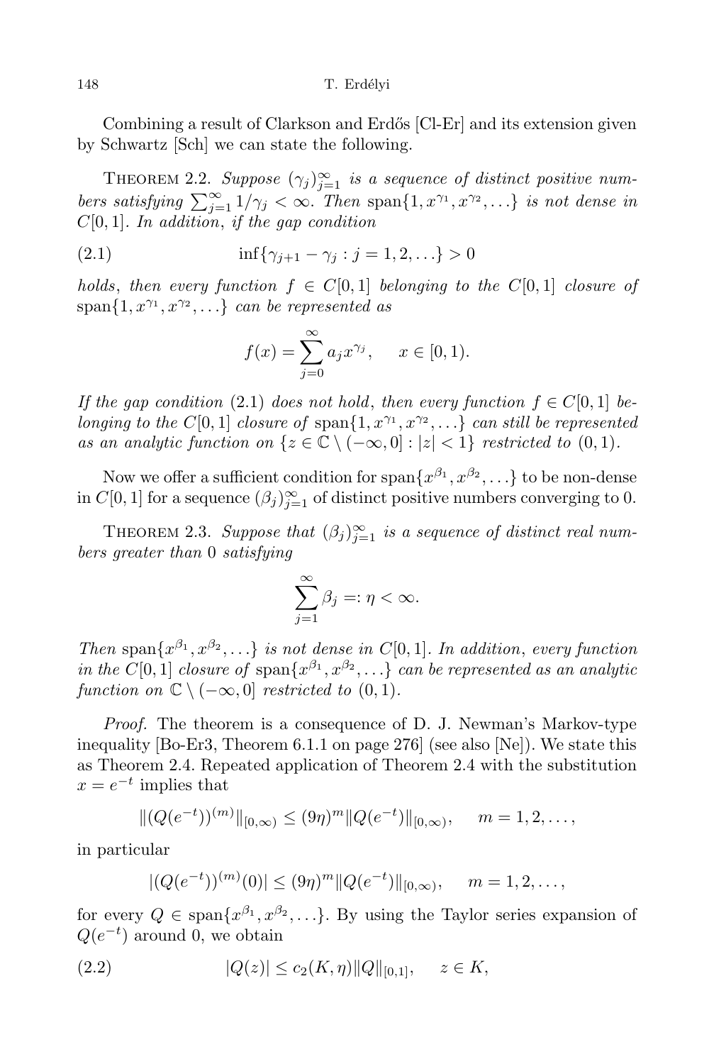Combining a result of Clarkson and Erdős [Cl-Er] and its extension given by Schwartz [Sch] we can state the following.

THEOREM 2.2. *Suppose $(\gamma_j)_{j=1}^\infty$ is a sequence of distinct positive numbers satisfying $\sum_{j=1}^\infty 1/\gamma_j < \infty$. Then $\operatorname{span}\{1, x^{\gamma_1}, x^{\gamma_2}, \ldots\}$ is not dense in $C[0,1]$. In addition, if the gap condition*

$$\inf\{\gamma_{j+1} - \gamma_j : j = 1, 2, \ldots\} > 0 \tag{2.1}$$

*holds, then every function $f \in C[0,1]$ belonging to the $C[0,1]$ closure of $\operatorname{span}\{1, x^{\gamma_1}, x^{\gamma_2}, \ldots\}$ can be represented as*

$$f(x) = \sum_{j=0}^\infty a_j x^{\gamma_j}, \quad x \in [0,1).$$

*If the gap condition (2.1) does not hold, then every function $f \in C[0,1]$ belonging to the $C[0,1]$ closure of $\operatorname{span}\{1, x^{\gamma_1}, x^{\gamma_2}, \ldots\}$ can still be represented as an analytic function on $\{z \in \mathbb{C} \setminus (-\infty, 0] : |z| < 1\}$ restricted to $(0,1)$.*

Now we offer a sufficient condition for $\operatorname{span}\{x^{\beta_1}, x^{\beta_2}, \ldots\}$ to be non-dense in $C[0,1]$ for a sequence $(\beta_j)_{j=1}^\infty$ of distinct positive numbers converging to 0.

THEOREM 2.3. *Suppose that $(\beta_j)_{j=1}^\infty$ is a sequence of distinct real numbers greater than 0 satisfying*

$$\sum_{j=1}^\infty \beta_j =: \eta < \infty.$$

*Then $\operatorname{span}\{x^{\beta_1}, x^{\beta_2}, \ldots\}$ is not dense in $C[0,1]$. In addition, every function in the $C[0,1]$ closure of $\operatorname{span}\{x^{\beta_1}, x^{\beta_2}, \ldots\}$ can be represented as an analytic function on $\mathbb{C} \setminus (-\infty, 0]$ restricted to $(0,1)$.*

*Proof.* The theorem is a consequence of D. J. Newman's Markov-type inequality [Bo-Er3, Theorem 6.1.1 on page 276] (see also [Ne]). We state this as Theorem 2.4. Repeated application of Theorem 2.4 with the substitution $x = e^{-t}$ implies that

$$\|(Q(e^{-t}))^{(m)}\|_{[0,\infty)} \le (9\eta)^m \|Q(e^{-t})\|_{[0,\infty)}, \quad m = 1, 2, \ldots,$$

in particular

$$|(Q(e^{-t}))^{(m)}(0)| \le (9\eta)^m \|Q(e^{-t})\|_{[0,\infty)}, \quad m = 1, 2, \ldots,$$

for every $Q \in \operatorname{span}\{x^{\beta_1}, x^{\beta_2}, \ldots\}$. By using the Taylor series expansion of $Q(e^{-t})$ around 0, we obtain

$$|Q(z)| \le c_2(K, \eta)\|Q\|_{[0,1]}, \quad z \in K, \tag{2.2}$$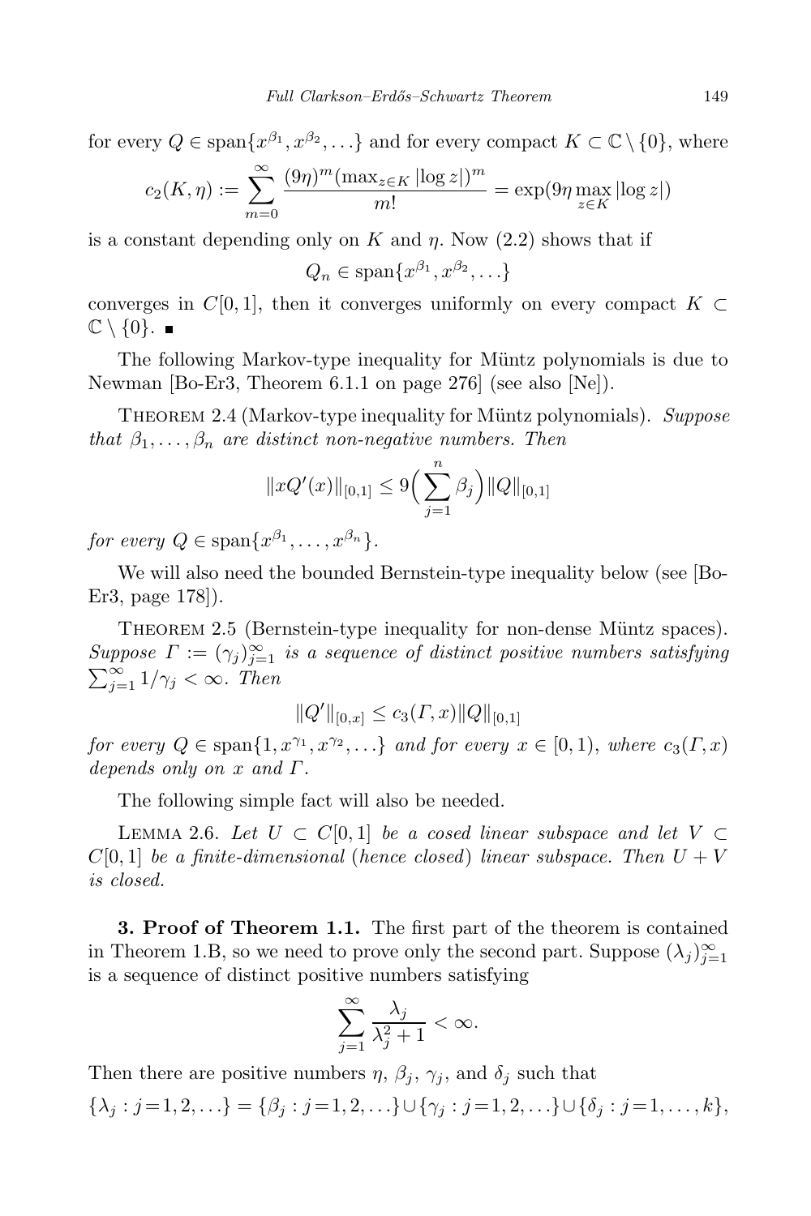for every $Q \in \operatorname{span}\{x^{\beta_1}, x^{\beta_2}, \ldots\}$ and for every compact $K \subset \mathbb{C} \setminus \{0\}$, where

$$c_2(K, \eta) := \sum_{m=0}^{\infty} \frac{(9\eta)^m (\max_{z \in K} |\log z|)^m}{m!} = \exp(9\eta \max_{z \in K} |\log z|)$$

is a constant depending only on $K$ and $\eta$. Now (2.2) shows that if

$$Q_n \in \operatorname{span}\{x^{\beta_1}, x^{\beta_2}, \ldots\}$$

converges in $C[0,1]$, then it converges uniformly on every compact $K \subset \mathbb{C} \setminus \{0\}$. ∎

The following Markov-type inequality for Müntz polynomials is due to Newman [Bo-Er3, Theorem 6.1.1 on page 276] (see also [Ne]).

Theorem 2.4 (Markov-type inequality for Müntz polynomials). *Suppose that $\beta_1, \ldots, \beta_n$ are distinct non-negative numbers. Then*

$$\|xQ'(x)\|_{[0,1]} \leq 9\Big(\sum_{j=1}^{n} \beta_j\Big)\|Q\|_{[0,1]}$$

*for every $Q \in \operatorname{span}\{x^{\beta_1}, \ldots, x^{\beta_n}\}$.*

We will also need the bounded Bernstein-type inequality below (see [Bo-Er3, page 178]).

Theorem 2.5 (Bernstein-type inequality for non-dense Müntz spaces). *Suppose $\Gamma := (\gamma_j)_{j=1}^{\infty}$ is a sequence of distinct positive numbers satisfying $\sum_{j=1}^{\infty} 1/\gamma_j < \infty$. Then*

$$\|Q'\|_{[0,x]} \leq c_3(\Gamma, x)\|Q\|_{[0,1]}$$

*for every $Q \in \operatorname{span}\{1, x^{\gamma_1}, x^{\gamma_2}, \ldots\}$ and for every $x \in [0,1)$, where $c_3(\Gamma, x)$ depends only on $x$ and $\Gamma$.*

The following simple fact will also be needed.

Lemma 2.6. *Let $U \subset C[0,1]$ be a cosed linear subspace and let $V \subset C[0,1]$ be a finite-dimensional (hence closed) linear subspace. Then $U + V$ is closed.*

**3. Proof of Theorem 1.1.** The first part of the theorem is contained in Theorem 1.B, so we need to prove only the second part. Suppose $(\lambda_j)_{j=1}^{\infty}$ is a sequence of distinct positive numbers satisfying

$$\sum_{j=1}^{\infty} \frac{\lambda_j}{\lambda_j^2 + 1} < \infty.$$

Then there are positive numbers $\eta$, $\beta_j$, $\gamma_j$, and $\delta_j$ such that

$$\{\lambda_j : j = 1, 2, \ldots\} = \{\beta_j : j = 1, 2, \ldots\} \cup \{\gamma_j : j = 1, 2, \ldots\} \cup \{\delta_j : j = 1, \ldots, k\},$$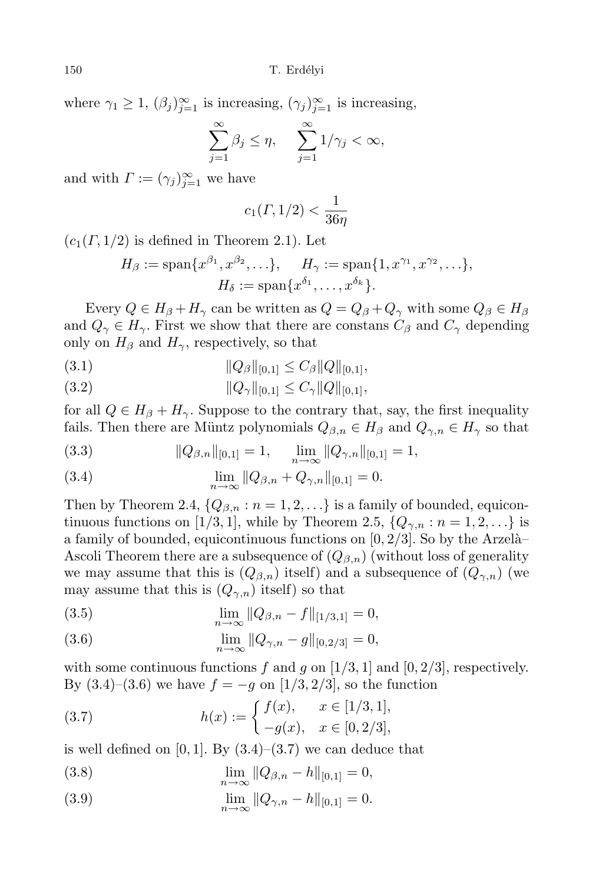where $\gamma_1 \geq 1$, $(\beta_j)_{j=1}^{\infty}$ is increasing, $(\gamma_j)_{j=1}^{\infty}$ is increasing,

$$\sum_{j=1}^{\infty} \beta_j \leq \eta, \qquad \sum_{j=1}^{\infty} 1/\gamma_j < \infty,$$

and with $\Gamma := (\gamma_j)_{j=1}^{\infty}$ we have

$$c_1(\Gamma, 1/2) < \frac{1}{36\eta}$$

($c_1(\Gamma, 1/2)$ is defined in Theorem 2.1). Let

$$H_\beta := \operatorname{span}\{x^{\beta_1}, x^{\beta_2}, \ldots\}, \qquad H_\gamma := \operatorname{span}\{1, x^{\gamma_1}, x^{\gamma_2}, \ldots\},$$
$$H_\delta := \operatorname{span}\{x^{\delta_1}, \ldots, x^{\delta_k}\}.$$

Every $Q \in H_\beta + H_\gamma$ can be written as $Q = Q_\beta + Q_\gamma$ with some $Q_\beta \in H_\beta$ and $Q_\gamma \in H_\gamma$. First we show that there are constans $C_\beta$ and $C_\gamma$ depending only on $H_\beta$ and $H_\gamma$, respectively, so that

$$\|Q_\beta\|_{[0,1]} \leq C_\beta \|Q\|_{[0,1]}, \tag{3.1}$$

$$\|Q_\gamma\|_{[0,1]} \leq C_\gamma \|Q\|_{[0,1]}, \tag{3.2}$$

for all $Q \in H_\beta + H_\gamma$. Suppose to the contrary that, say, the first inequality fails. Then there are Müntz polynomials $Q_{\beta,n} \in H_\beta$ and $Q_{\gamma,n} \in H_\gamma$ so that

$$\|Q_{\beta,n}\|_{[0,1]} = 1, \qquad \lim_{n\to\infty} \|Q_{\gamma,n}\|_{[0,1]} = 1, \tag{3.3}$$

$$\lim_{n\to\infty} \|Q_{\beta,n} + Q_{\gamma,n}\|_{[0,1]} = 0. \tag{3.4}$$

Then by Theorem 2.4, $\{Q_{\beta,n} : n = 1, 2, \ldots\}$ is a family of bounded, equicontinuous functions on $[1/3, 1]$, while by Theorem 2.5, $\{Q_{\gamma,n} : n = 1, 2, \ldots\}$ is a family of bounded, equicontinuous functions on $[0, 2/3]$. So by the Arzelà–Ascoli Theorem there are a subsequence of $(Q_{\beta,n})$ (without loss of generality we may assume that this is $(Q_{\beta,n})$ itself) and a subsequence of $(Q_{\gamma,n})$ (we may assume that this is $(Q_{\gamma,n})$ itself) so that

$$\lim_{n\to\infty} \|Q_{\beta,n} - f\|_{[1/3,1]} = 0, \tag{3.5}$$

$$\lim_{n\to\infty} \|Q_{\gamma,n} - g\|_{[0,2/3]} = 0, \tag{3.6}$$

with some continuous functions $f$ and $g$ on $[1/3, 1]$ and $[0, 2/3]$, respectively. By (3.4)–(3.6) we have $f = -g$ on $[1/3, 2/3]$, so the function

$$h(x) := \begin{cases} f(x), & x \in [1/3, 1], \\ -g(x), & x \in [0, 2/3], \end{cases} \tag{3.7}$$

is well defined on $[0, 1]$. By (3.4)–(3.7) we can deduce that

$$\lim_{n\to\infty} \|Q_{\beta,n} - h\|_{[0,1]} = 0, \tag{3.8}$$

$$\lim_{n\to\infty} \|Q_{\gamma,n} - h\|_{[0,1]} = 0. \tag{3.9}$$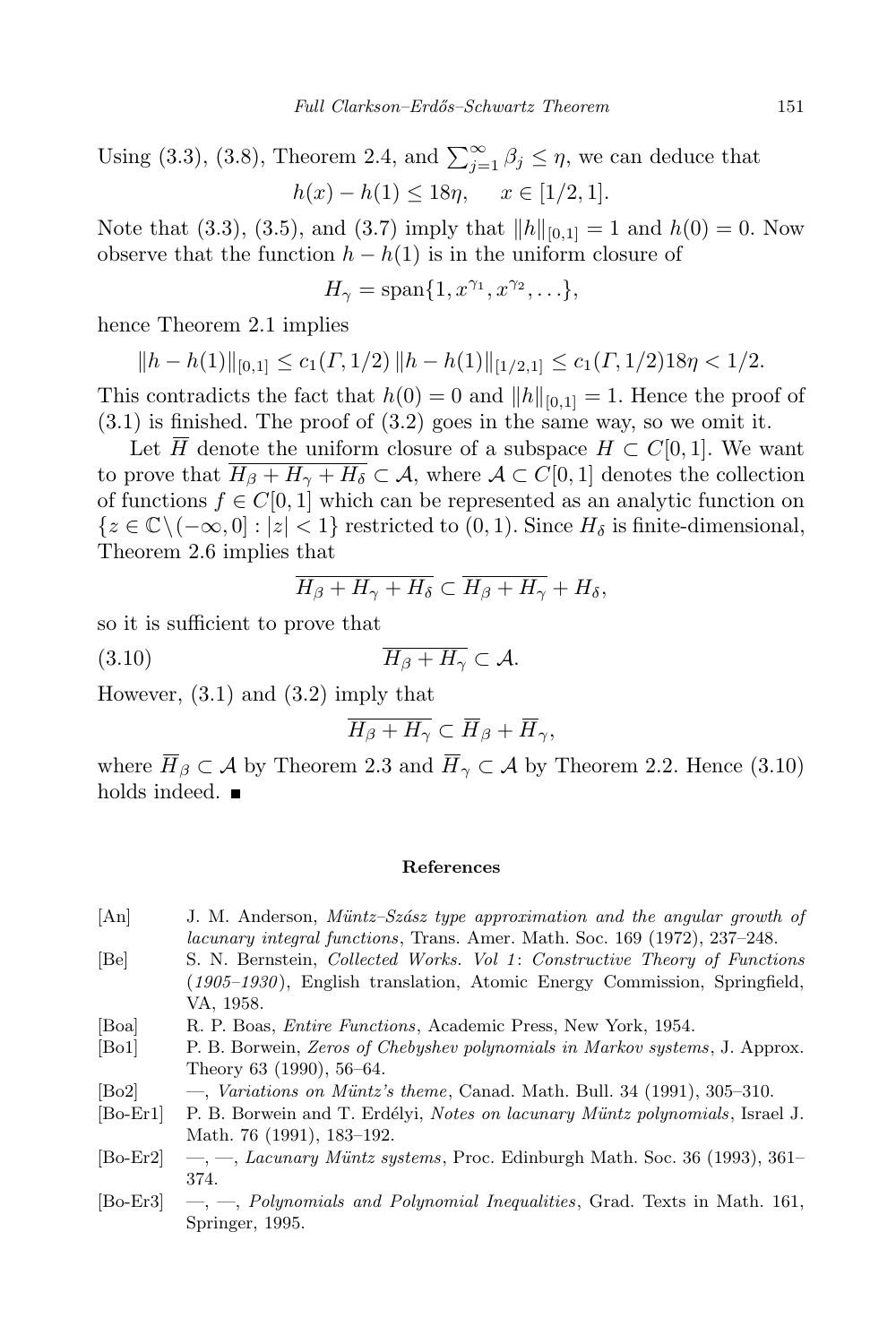Using (3.3), (3.8), Theorem 2.4, and $\sum_{j=1}^{\infty} \beta_j \le \eta$, we can deduce that

$$h(x) - h(1) \le 18\eta, \qquad x \in [1/2, 1].$$

Note that (3.3), (3.5), and (3.7) imply that $\|h\|_{[0,1]} = 1$ and $h(0) = 0$. Now observe that the function $h - h(1)$ is in the uniform closure of

$$H_\gamma = \operatorname{span}\{1, x^{\gamma_1}, x^{\gamma_2}, \ldots\},$$

hence Theorem 2.1 implies

$$\|h - h(1)\|_{[0,1]} \le c_1(\Gamma, 1/2)\, \|h - h(1)\|_{[1/2,1]} \le c_1(\Gamma, 1/2) 18\eta < 1/2.$$

This contradicts the fact that $h(0) = 0$ and $\|h\|_{[0,1]} = 1$. Hence the proof of (3.1) is finished. The proof of (3.2) goes in the same way, so we omit it.

Let $\overline{H}$ denote the uniform closure of a subspace $H \subset C[0,1]$. We want to prove that $\overline{H_\beta + H_\gamma + H_\delta} \subset \mathcal{A}$, where $\mathcal{A} \subset C[0,1]$ denotes the collection of functions $f \in C[0,1]$ which can be represented as an analytic function on $\{z \in \mathbb{C} \setminus (-\infty, 0] : |z| < 1\}$ restricted to $(0,1)$. Since $H_\delta$ is finite-dimensional, Theorem 2.6 implies that

$$\overline{H_\beta + H_\gamma + H_\delta} \subset \overline{H_\beta + H_\gamma} + H_\delta,$$

so it is sufficient to prove that

$$\overline{H_\beta + H_\gamma} \subset \mathcal{A}. \tag{3.10}$$

However, (3.1) and (3.2) imply that

$$\overline{H_\beta + H_\gamma} \subset \overline{H}_\beta + \overline{H}_\gamma,$$

where $\overline{H}_\beta \subset \mathcal{A}$ by Theorem 2.3 and $\overline{H}_\gamma \subset \mathcal{A}$ by Theorem 2.2. Hence (3.10) holds indeed. ∎

## References

[An] J. M. Anderson, *Müntz–Szász type approximation and the angular growth of lacunary integral functions*, Trans. Amer. Math. Soc. 169 (1972), 237–248.

[Be] S. N. Bernstein, *Collected Works. Vol 1: Constructive Theory of Functions (1905–1930)*, English translation, Atomic Energy Commission, Springfield, VA, 1958.

[Boa] R. P. Boas, *Entire Functions*, Academic Press, New York, 1954.

[Bo1] P. B. Borwein, *Zeros of Chebyshev polynomials in Markov systems*, J. Approx. Theory 63 (1990), 56–64.

[Bo2] —, *Variations on Müntz's theme*, Canad. Math. Bull. 34 (1991), 305–310.

[Bo-Er1] P. B. Borwein and T. Erdélyi, *Notes on lacunary Müntz polynomials*, Israel J. Math. 76 (1991), 183–192.

[Bo-Er2] —, —, *Lacunary Müntz systems*, Proc. Edinburgh Math. Soc. 36 (1993), 361–374.

[Bo-Er3] —, —, *Polynomials and Polynomial Inequalities*, Grad. Texts in Math. 161, Springer, 1995.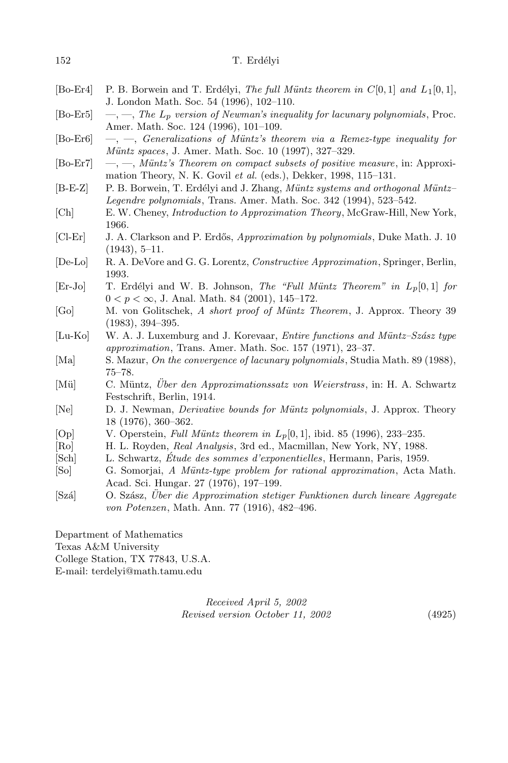[Bo-Er4] P. B. Borwein and T. Erdélyi, *The full Müntz theorem in $C[0,1]$ and $L_1[0,1]$*, J. London Math. Soc. 54 (1996), 102–110.

[Bo-Er5] —, —, *The $L_p$ version of Newman's inequality for lacunary polynomials*, Proc. Amer. Math. Soc. 124 (1996), 101–109.

[Bo-Er6] —, —, *Generalizations of Müntz's theorem via a Remez-type inequality for Müntz spaces*, J. Amer. Math. Soc. 10 (1997), 327–329.

[Bo-Er7] —, —, *Müntz's Theorem on compact subsets of positive measure*, in: Approximation Theory, N. K. Govil *et al.* (eds.), Dekker, 1998, 115–131.

[B-E-Z] P. B. Borwein, T. Erdélyi and J. Zhang, *Müntz systems and orthogonal Müntz–Legendre polynomials*, Trans. Amer. Math. Soc. 342 (1994), 523–542.

[Ch] E. W. Cheney, *Introduction to Approximation Theory*, McGraw-Hill, New York, 1966.

[Cl-Er] J. A. Clarkson and P. Erdős, *Approximation by polynomials*, Duke Math. J. 10 (1943), 5–11.

[De-Lo] R. A. DeVore and G. G. Lorentz, *Constructive Approximation*, Springer, Berlin, 1993.

[Er-Jo] T. Erdélyi and W. B. Johnson, *The "Full Müntz Theorem" in $L_p[0,1]$ for $0 < p < \infty$*, J. Anal. Math. 84 (2001), 145–172.

[Go] M. von Golitschek, *A short proof of Müntz Theorem*, J. Approx. Theory 39 (1983), 394–395.

[Lu-Ko] W. A. J. Luxemburg and J. Korevaar, *Entire functions and Müntz–Szász type approximation*, Trans. Amer. Math. Soc. 157 (1971), 23–37.

[Ma] S. Mazur, *On the convergence of lacunary polynomials*, Studia Math. 89 (1988), 75–78.

[Mü] C. Müntz, *Über den Approximationssatz von Weierstrass*, in: H. A. Schwartz Festschrift, Berlin, 1914.

[Ne] D. J. Newman, *Derivative bounds for Müntz polynomials*, J. Approx. Theory 18 (1976), 360–362.

[Op] V. Operstein, *Full Müntz theorem in $L_p[0,1]$*, ibid. 85 (1996), 233–235.

[Ro] H. L. Royden, *Real Analysis*, 3rd ed., Macmillan, New York, NY, 1988.

[Sch] L. Schwartz, *Étude des sommes d'exponentielles*, Hermann, Paris, 1959.

[So] G. Somorjai, *A Müntz-type problem for rational approximation*, Acta Math. Acad. Sci. Hungar. 27 (1976), 197–199.

[Szá] O. Szász, *Über die Approximation stetiger Funktionen durch lineare Aggregate von Potenzen*, Math. Ann. 77 (1916), 482–496.

Department of Mathematics
Texas A&M University
College Station, TX 77843, U.S.A.
E-mail: terdelyi@math.tamu.edu

*Received April 5, 2002*
*Revised version October 11, 2002* (4925)